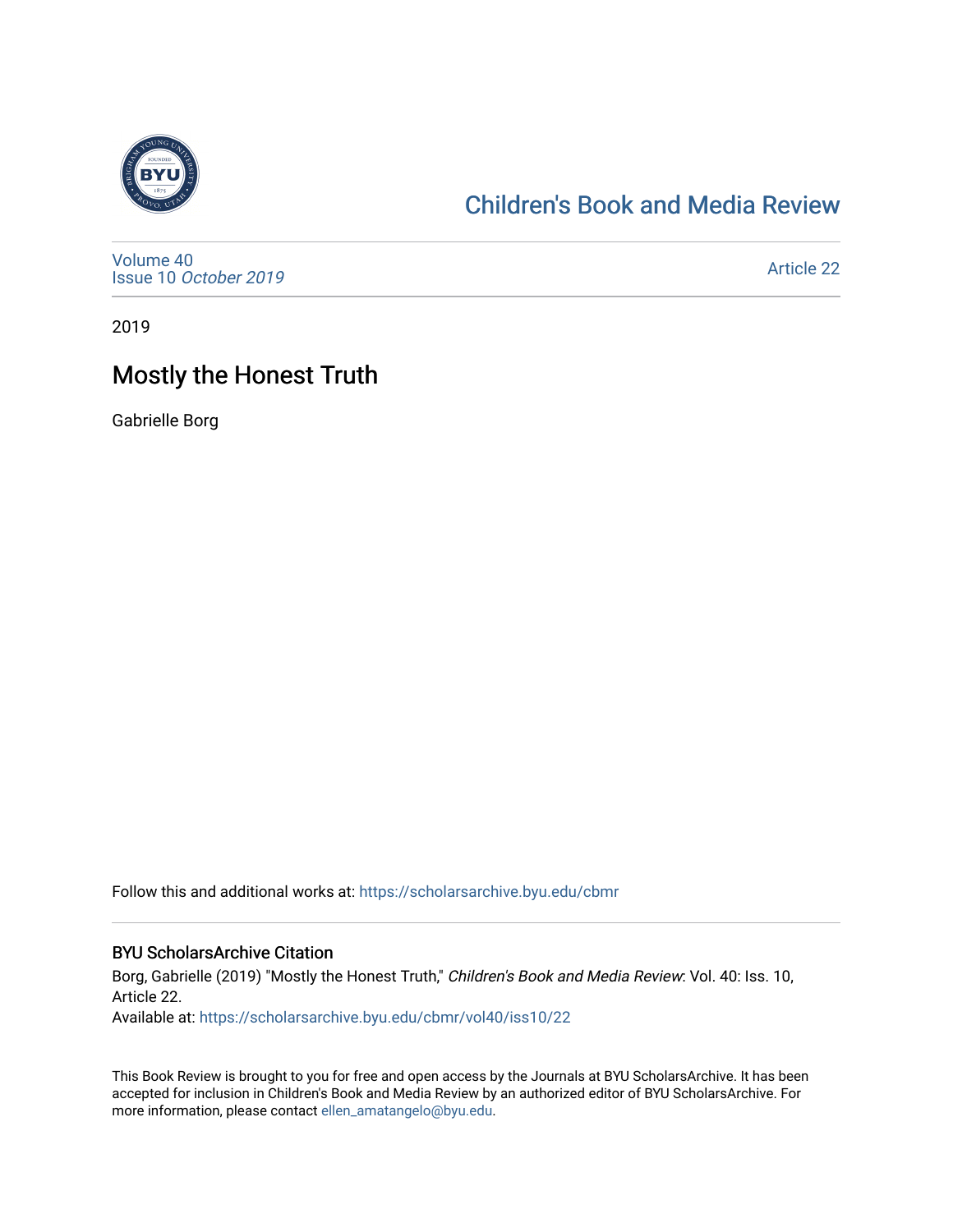# Children's Book and Media Review

Volume 40
Issue 10 *October 2019*

Article 22

2019

## Mostly the Honest Truth

Gabrielle Borg

Follow this and additional works at: https://scholarsarchive.byu.edu/cbmr

### BYU ScholarsArchive Citation

Borg, Gabrielle (2019) "Mostly the Honest Truth," *Children's Book and Media Review*: Vol. 40: Iss. 10, Article 22.
Available at: https://scholarsarchive.byu.edu/cbmr/vol40/iss10/22

This Book Review is brought to you for free and open access by the Journals at BYU ScholarsArchive. It has been accepted for inclusion in Children's Book and Media Review by an authorized editor of BYU ScholarsArchive. For more information, please contact ellen_amatangelo@byu.edu.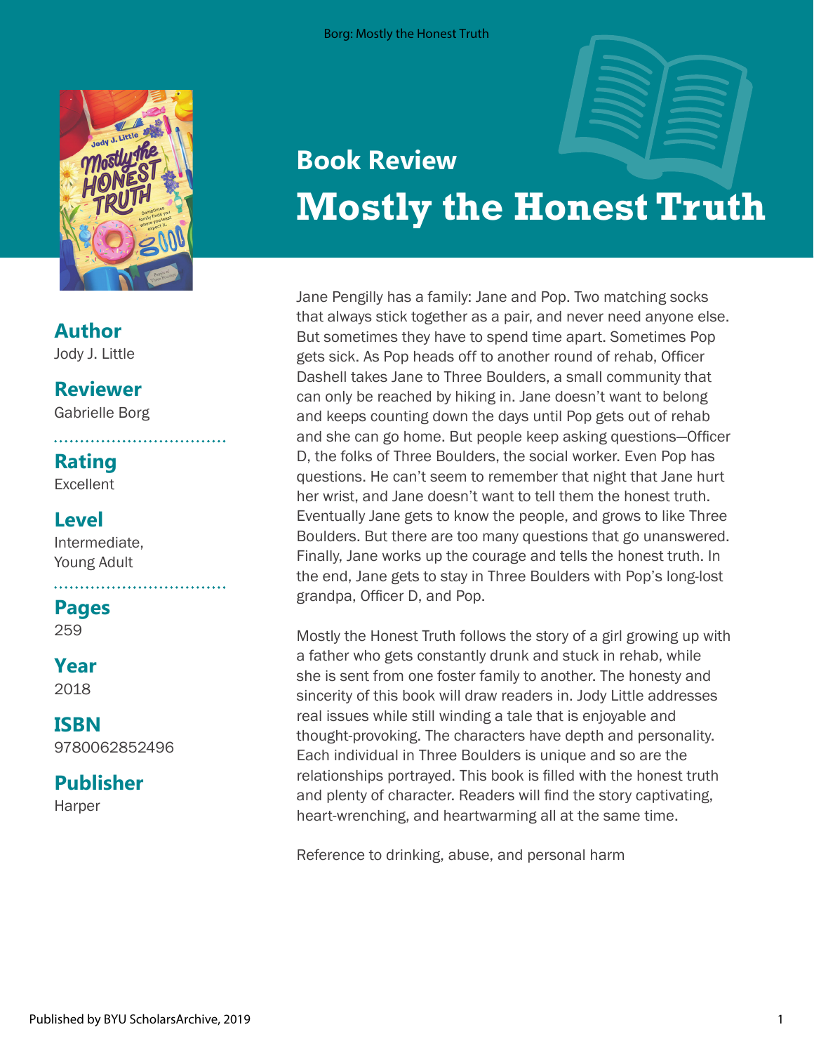## Book Review

# Mostly the Honest Truth

**Author**
Jody J. Little

**Reviewer**
Gabrielle Borg

**Rating**
Excellent

**Level**
Intermediate, Young Adult

**Pages**
259

**Year**
2018

**ISBN**
9780062852496

**Publisher**
Harper

Jane Pengilly has a family: Jane and Pop. Two matching socks that always stick together as a pair, and never need anyone else. But sometimes they have to spend time apart. Sometimes Pop gets sick. As Pop heads off to another round of rehab, Officer Dashell takes Jane to Three Boulders, a small community that can only be reached by hiking in. Jane doesn't want to belong and keeps counting down the days until Pop gets out of rehab and she can go home. But people keep asking questions—Officer D, the folks of Three Boulders, the social worker. Even Pop has questions. He can't seem to remember that night that Jane hurt her wrist, and Jane doesn't want to tell them the honest truth. Eventually Jane gets to know the people, and grows to like Three Boulders. But there are too many questions that go unanswered. Finally, Jane works up the courage and tells the honest truth. In the end, Jane gets to stay in Three Boulders with Pop's long-lost grandpa, Officer D, and Pop.

Mostly the Honest Truth follows the story of a girl growing up with a father who gets constantly drunk and stuck in rehab, while she is sent from one foster family to another. The honesty and sincerity of this book will draw readers in. Jody Little addresses real issues while still winding a tale that is enjoyable and thought-provoking. The characters have depth and personality. Each individual in Three Boulders is unique and so are the relationships portrayed. This book is filled with the honest truth and plenty of character. Readers will find the story captivating, heart-wrenching, and heartwarming all at the same time.

Reference to drinking, abuse, and personal harm